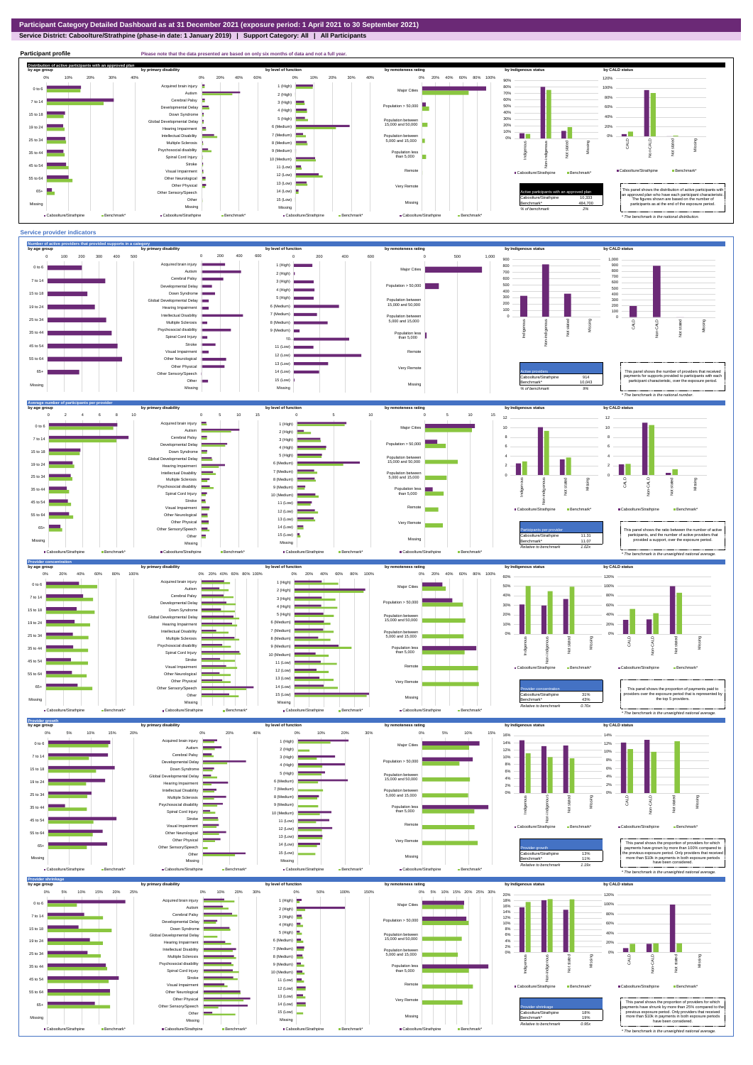# Participant Category Detailed Dashboard as at 31 December 2021 (exposure period: 1 April 2021 to 30 September 2021)

**Service District: Caboolture/Strathpine (phase-in date: 1 January 2019) | Support Category: All | All Participants**

## Participant profile

Please note that the data presented are based on only six months of data and not a full year.

### Distribution of active participants with an approved plan

| Active participants with an approved plan | |
|---|---|
| Caboolture/Strathpine | 10,333 |
| Benchmark* | 484,700 |
| % of benchmark | 2% |

This panel shows the distribution of active participants with an approved plan who have each participant characteristic. The figures shown are based on the number of participants as at the end of the exposure period.

*The benchmark is the national distribution.*

## Service provider indicators

### Number of active providers that provided supports in a category

| Active providers | |
|---|---|
| Caboolture/Strathpine | 914 |
| Benchmark* | 10,043 |
| % of benchmark | 9% |

This panel shows the number of providers that received payments for supports provided to participants with each participant characteristic, over the exposure period.

*The benchmark is the national number.*

### Average number of participants per provider

| Participants per provider | |
|---|---|
| Caboolture/Strathpine | 11.31 |
| Benchmark* | 11.07 |
| Relative to benchmark | 1.02x |

This panel shows the ratio between the number of active participants, and the number of active providers that provided a support, over the exposure period.

*The benchmark is the unweighted national average.*

### Provider concentration

| Provider concentration | |
|---|---|
| Caboolture/Strathpine | 31% |
| Benchmark* | 43% |
| Relative to benchmark | 0.70x |

This panel shows the proportion of payments paid to providers over the exposure period that is represented by the top 5 providers.

*The benchmark is the unweighted national average.*

### Provider growth

| Provider growth | |
|---|---|
| Caboolture/Strathpine | 13% |
| Benchmark* | 11% |
| Relative to benchmark | 1.19x |

This panel shows the proportion of providers for which payments have grown by more than 100% compared to the previous exposure period. Only providers that received more than $10k in payments in both exposure periods have been considered.

*The benchmark is the unweighted national average.*

### Provider shrinkage

| Provider shrinkage | |
|---|---|
| Caboolture/Strathpine | 18% |
| Benchmark* | 19% |
| Relative to benchmark | 0.95x |

This panel shows the proportion of providers for which payments have shrunk by more than 25% compared to the previous exposure period. Only providers that received more than $10k in payments in both exposure periods have been considered.

*The benchmark is the unweighted national average.*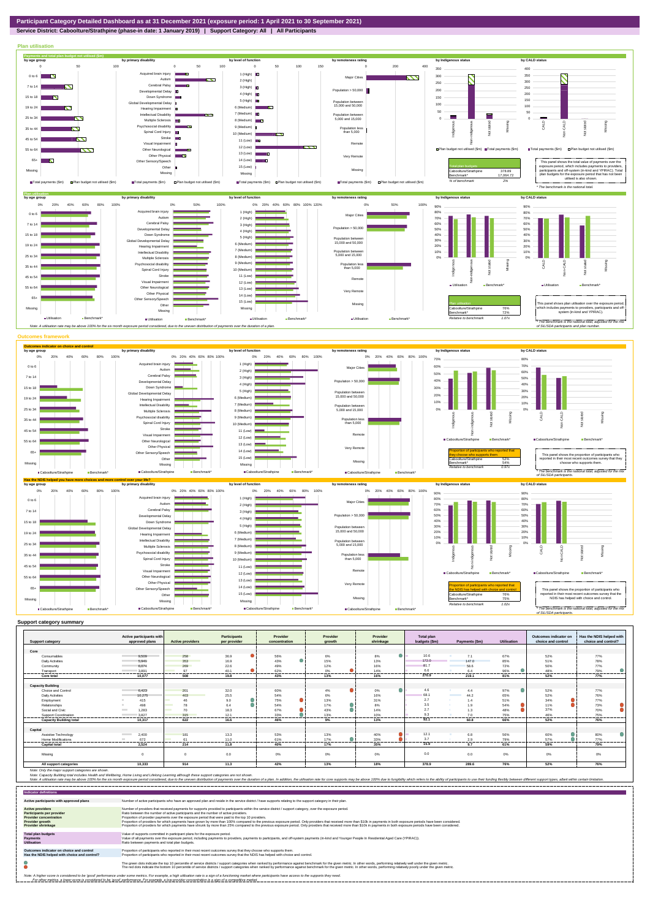# Participant Category Detailed Dashboard as at 31 December 2021 (exposure period: 1 April 2021 to 30 September 2021)

**Service District: Caboolture/Strathpine (phase-in date: 1 January 2019) | Support Category: All | All Participants**

## Plan utilisation

### Payments and total plan budget not utilised ($m)

| Total plan budgets | |
|---|---|
| Caboolture/Strathpine | 378.89 |
| Benchmark* | 17,064.72 |
| % of benchmark | 2% |

This panel shows the total value of payments over the exposure period, which includes payments to providers, participants and off-system (in-kind and YPIRAC). Total plan budgets for the exposure period that has not been utilised is also shown.

*The benchmark is the national total.

### Plan utilisation

| Plan utilisation | |
|---|---|
| Caboolture/Strathpine | 76% |
| Benchmark* | 72% |
| Relative to benchmark | 1.07x |

This panel shows plan utilisation over the exposure period, which includes payments to providers, participants and off-system (in-kind and YPIRAC).

*The benchmark is the national total, adjusted for the mix of SIL/SDA participants and plan number.

Note: A utilisation rate may be above 100% for the six month exposure period considered, due to the uneven distribution of payments over the duration of a plan.

## Outcomes framework

### Outcomes indicator on choice and control

| Proportion of participants who reported that they choose who supports them | |
|---|---|
| Caboolture/Strathpine | 52% |
| Benchmark* | 54% |
| Relative to benchmark | 0.97x |

This panel shows the proportion of participants who reported in their most recent outcomes survey that they choose who supports them.

*The benchmark is the national total, adjusted for the mix of SIL/SDA participants.

### Has the NDIS helped you have more choices and more control over your life?

| Proportion of participants who reported that the NDIS has helped with choice and control | |
|---|---|
| Caboolture/Strathpine | 76% |
| Benchmark* | 75% |
| Relative to benchmark | 1.02x |

This panel shows the proportion of participants who reported in their most recent outcomes survey that the NDIS has helped with choice and control.

*The benchmark is the national total, adjusted for the mix of SIL/SDA participants.

## Support category summary

| Support category | Active participants with approved plans | Active providers | Participants per provider | Provider concentration | Provider growth | Provider shrinkage | Total plan budgets ($m) | Payments ($m) | Utilisation | Outcomes indicator on choice and control | Has the NDIS helped with choice and control? |
|---|---|---|---|---|---|---|---|---|---|---|---|
| **Core** | | | | | | | | | | | |
| Consumables | 9,509 | 258 | 36.9 | 56% | 6% | 8% | 10.6 | 7.1 | 67% | 52% | 77% |
| Daily Activities | 5,940 | 353 | 16.9 | 43% | 15% | 13% | 172.2 | 147.0 | 85% | 51% | 78% |
| Community | 6,074 | 269 | 22.6 | 49% | 12% | 16% | 81.7 | 58.6 | 72% | 50% | 77% |
| Transport | 3,891 | 97 | 40.1 | 62% | 0% | 14% | 6.4 | 6.4 | 96% | 48% | 79% |
| **Core total** | **10,077** | **508** | **19.8** | **43%** | **13%** | **16%** | **270.9** | **219.1** | **81%** | **52%** | **77%** |
| **Capacity Building** | | | | | | | | | | | |
| Choice and Control | 6,423 | 201 | 32.0 | 60% | 4% | 0% | 4.6 | 4.4 | 97% | 52% | 77% |
| Daily Activities | 10,275 | 403 | 25.5 | 54% | 6% | 16% | 68.1 | 44.2 | 65% | 52% | 76% |
| Employment | 415 | 46 | 9.0 | 75% | 13% | 31% | 2.7 | 1.4 | 51% | 34% | 77% |
| Relationships | 498 | 78 | 6.4 | 54% | 17% | 8% | 3.5 | 1.9 | 54% | 11% | 73% |
| Social and Civic | 1,283 | 70 | 18.3 | 67% | 43% | 14% | 2.7 | 1.3 | 48% | 37% | 70% |
| Support Coordination | 3,827 | 315 | 12.1 | 33% | 13% | 10% | 9.3 | 7.0 | 75% | 40% | 75% |
| **Capacity Building total** | **10,317** | **622** | **16.6** | **46%** | **9%** | **13%** | **92.1** | **60.8** | **66%** | **52%** | **76%** |
| **Capital** | | | | | | | | | | | |
| Assistive Technology | 2,400 | 181 | 13.3 | 53% | 13% | 40% | 12.1 | 6.8 | 56% | 60% | 80% |
| Home Modifications | 672 | 61 | 11.0 | 63% | 17% | 33% | 3.7 | 2.9 | 79% | 57% | 77% |
| **Capital total** | **2,524** | **214** | **11.8** | **46%** | **17%** | **35%** | **15.9** | **9.7** | **61%** | **59%** | **79%** |
| Missing | 0 | 0 | 0.0 | 0% | 0% | 0% | 0.0 | 0.0 | 0% | 0% | 0% |
| **All support categories** | **10,333** | **914** | **11.3** | **42%** | **13%** | **18%** | **378.9** | **289.6** | **76%** | **52%** | **76%** |

Note: Only the major support categories are shown.

Note: Capacity Building total includes Health and Wellbeing, Home Living and Lifelong Learning although these support categories are not shown.

Note: A utilisation rate may be above 100% for the six month exposure period considered, due to the uneven distribution of payments over the duration of a plan. In addition, the utilisation rate for core supports may be above 100% due to fungibility which refers to the ability of participants to use their funding flexibly between different support types, albeit within certain limitation.

## Indicator definitions

| Indicator | Definition |
|---|---|
| **Active participants with approved plans** | Number of active participants who have an approved plan and reside in the service district / have supports relating to the support category in their plan. |
| **Active providers** | Number of providers that received payments for supports provided to participants within the service district / support category, over the exposure period. |
| **Participants per provider** | Ratio between the number of active participants and the number of active providers. |
| **Provider concentration** | Proportion of provider payments over the exposure period that were paid to the top 10 providers. |
| **Provider growth** | Proportion of providers for which payments have grown by more than 100% compared to the previous exposure period. Only providers that received more than $10k in payments in both exposure periods have been considered. |
| **Provider shrinkage** | Proportion of providers for which payments have shrunk by more than 25% compared to the previous exposure period. Only providers that received more than $10k in payments in both exposure periods have been considered. |
| **Total plan budgets** | Value of supports committed in participant plans for the exposure period. |
| **Payments** | Value of all payments over the exposure period, including payments to providers, payments to participants, and off-system payments (in-kind and Younger People In Residential Aged Care (YPIRAC)). |
| **Utilisation** | Ratio between payments and total plan budgets. |
| **Outcomes indicator on choice and control** | Proportion of participants who reported in their most recent outcomes survey that they choose who supports them. |
| **Has the NDIS helped with choice and control?** | Proportion of participants who reported in their most recent outcomes survey that the NDIS has helped with choice and control. |

The green dots indicate the top 10 percentile of service districts / support categories when ranked by performance against benchmark for the given metric. In other words, performing relatively well under the given metric.

The red dots indicate the bottom 10 percentile of service districts / support categories when ranked by performance against benchmark for the given metric. In other words, performing relatively poorly under the given metric.

Note: A higher score is considered to be 'good' performance under some metrics. For example, a high utilisation rate is a sign of a functioning market where participants have access to the supports they need.
For other metrics, a lower score is considered to be 'good' performance. For example, a low provider concentration is a sign of a competitive market.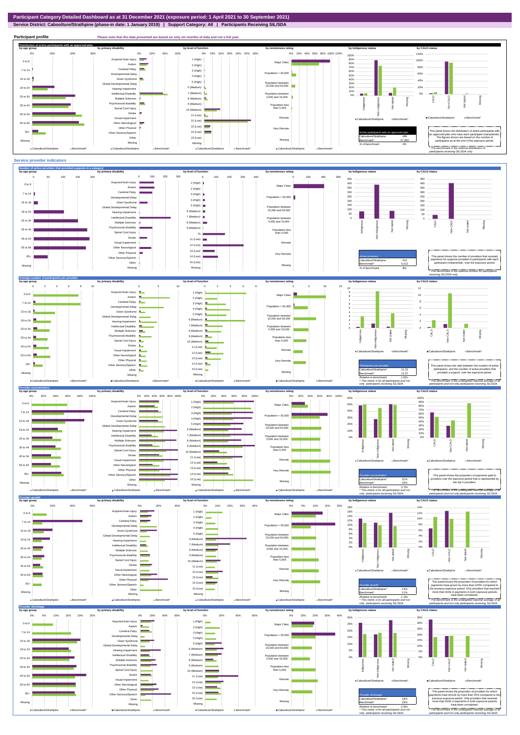# Participant Category Detailed Dashboard as at 31 December 2021 (exposure period: 1 April 2021 to 30 September 2021)

**Service District: Caboolture/Strathpine (phase-in date: 1 January 2019) | Support Category: All | Participants Receiving SIL/SDA**

## Participant profile

Please note that the data presented are based on only six months of data and not a full year.

### Distribution of active participants with an approved plan

| Active participants with an approved plan | |
|---|---|
| Caboolture/Strathpine | 499 |
| Benchmark* | 27,355 |
| % of benchmark | 2% |

This panel shows the distribution of active participants with an approved plan who have each participant characteristic. The figures shown are based on the number of participants as at the end of the exposure period.

* The benchmark is the national distribution of participants receiving SIL/SDA only.

## Service provider indicators

### Number of active providers that provided supports in a category

| Active providers | |
|---|---|
| Caboolture/Strathpine | 414 |
| Benchmark* | 5,512 |
| % of benchmark | 8% |

This panel shows the number of providers that received payments for supports provided to participants with each participant characteristic, over the exposure period.

* The benchmark is the national number for participants receiving SIL/SDA only.

### Average number of participants per provider

| Participants per provider | |
|---|---|
| Caboolture/Strathpine^ | 11.31 |
| Benchmark* | 11.07 |
| Relative to benchmark | 1.02x |

^ This metric is for all participants and not only participants receiving SIL/SDA.

This panel shows the ratio between the number of active participants, and the number of active providers that provided a support, over the exposure period.

* The benchmark is the unweighted national average of all participants and not only participants receiving SIL/SDA.

### Provider concentration

| Provider concentration | |
|---|---|
| Caboolture/Strathpine^ | 31% |
| Benchmark* | 43% |
| Relative to benchmark | 0.70x |

^ This metric is for all participants and not only participants receiving SIL/SDA.

This panel shows the proportion of payments paid to providers over the exposure period that is represented by the top 5 providers.

* The benchmark is the unweighted national average of all participants and not only participants receiving SIL/SDA.

### Provider growth

| Provider growth | |
|---|---|
| Caboolture/Strathpine^ | 13% |
| Benchmark* | 11% |
| Relative to benchmark | 1.19x |

^ This metric is for all participants and not only participants receiving SIL/SDA.

This panel shows the proportion of providers for which payments have grown by more than 100% compared to the previous exposure period. Only providers that received more than $10k in payments in both exposure periods have been considered.

* The benchmark is the unweighted national average of all participants and not only participants receiving SIL/SDA.

### Provider shrinkage

| Provider shrinkage | |
|---|---|
| Caboolture/Strathpine^ | 18% |
| Benchmark* | 19% |
| Relative to benchmark | 0.95x |

^ This metric is for all participants and not only participants receiving SIL/SDA.

This panel shows the proportion of providers for which payments have shrunk by more than 25% compared to the previous exposure period. Only providers that received more than $10k in payments in both exposure periods have been considered.

* The benchmark is the unweighted national average of all participants and not only participants receiving SIL/SDA.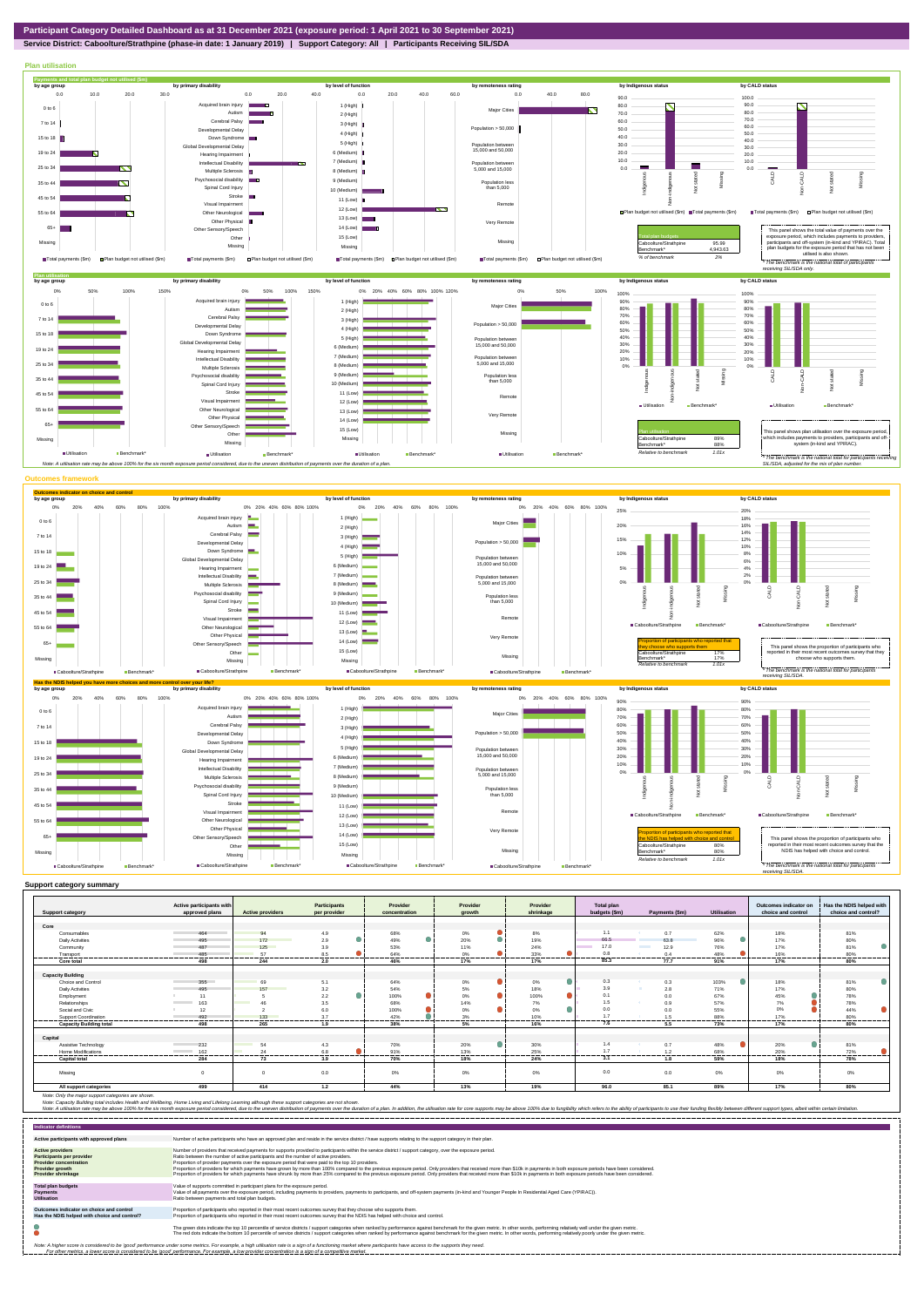**Participant Category Detailed Dashboard as at 31 December 2021 (exposure period: 1 April 2021 to 30 September 2021)**

**Service District: Caboolture/Strathpine (phase-in date: 1 January 2019) | Support Category: All | Participants Receiving SIL/SDA**

## Plan utilisation

### Payments and total plan budget not utilised ($m)

| Total plan budgets | |
|---|---|
| Caboolture/Strathpine | 95.99 |
| Benchmark* | 4,943.63 |
| % of benchmark | 2% |

This panel shows the total value of payments over the exposure period, which includes payments to providers, participants and off-system (in-kind and YPIRAC). Total plan budgets for the exposure period that has not been utilised is also shown.

*The benchmark is the national total for participants receiving SIL/SDA only.

### Plan utilisation

| Plan utilisation | |
|---|---|
| Caboolture/Strathpine | 89% |
| Benchmark* | 88% |
| Relative to benchmark | 1.01x |

This panel shows plan utilisation over the exposure period, which includes payments to providers, participants and off-system (in-kind and YPIRAC).

*The benchmark is the national total for participants receiving SIL/SDA, adjusted for the mix of plan number.

Note: A utilisation rate may be above 100% for the six month exposure period considered, due to the uneven distribution of payments over the duration of a plan.

## Outcomes framework

### Outcomes indicator on choice and control

| Proportion of participants who reported that they choose who supports them | |
|---|---|
| Caboolture/Strathpine | 17% |
| Benchmark* | 17% |
| Relative to benchmark | 1.01x |

This panel shows the proportion of participants who reported in their most recent outcomes survey that they choose who supports them.

*The benchmark is the national total for participants receiving SIL/SDA.

### Has the NDIS helped you have more choices and more control over your life?

| Proportion of participants who reported that the NDIS has helped with choice and control | |
|---|---|
| Caboolture/Strathpine | 80% |
| Benchmark* | 80% |
| Relative to benchmark | 1.01x |

This panel shows the proportion of participants who reported in their most recent outcomes survey that the NDIS has helped with choice and control.

*The benchmark is the national total for participants receiving SIL/SDA.

## Support category summary

| Support category | Active participants with approved plans | Active providers | Participants per provider | Provider concentration | Provider growth | Provider shrinkage | Total plan budgets ($m) | Payments ($m) | Utilisation | Outcomes indicator on choice and control | Has the NDIS helped with choice and control? |
|---|---|---|---|---|---|---|---|---|---|---|---|
| **Core** | | | | | | | | | | | |
| Consumables | 464 | 94 | 4.9 | 68% | 0% | 8% | 1.1 | 0.7 | 62% | 18% | 81% |
| Daily Activities | 495 | 172 | 2.9 | 49% | 20% | 19% | 66.5 | 63.8 | 96% | 17% | 80% |
| Community | 487 | 125 | 3.9 | 53% | 11% | 24% | 17.0 | 12.9 | 76% | 17% | 81% |
| Transport | 485 | 57 | 8.5 | 64% | 0% | 33% | 0.8 | 0.4 | 48% | 16% | 80% |
| **Core total** | **498** | **244** | **2.0** | **46%** | **17%** | **17%** | **85.3** | **77.7** | **91%** | **17%** | **80%** |
| **Capacity Building** | | | | | | | | | | | |
| Choice and Control | 355 | 69 | 5.1 | 64% | 0% | 0% | 0.3 | 0.3 | 103% | 18% | 81% |
| Daily Activities | 495 | 157 | 3.2 | 54% | 5% | 18% | 3.9 | 2.8 | 71% | 17% | 80% |
| Employment | 11 | 5 | 2.2 | 100% | 0% | 100% | 0.1 | 0.0 | 67% | 45% | 78% |
| Relationships | 163 | 46 | 3.5 | 68% | 14% | 7% | 1.5 | 0.9 | 57% | 7% | 76% |
| Social and Civic | 12 | 2 | 6.0 | 100% | 0% | 0% | 0.0 | 0.0 | 55% | 0% | 44% |
| Support Coordination | 492 | 133 | 3.7 | 42% | 3% | 10% | 1.7 | 1.5 | 88% | 17% | 80% |
| **Capacity Building total** | **498** | **265** | **1.9** | **36%** | **5%** | **16%** | **7.6** | **5.5** | **73%** | **17%** | **80%** |
| **Capital** | | | | | | | | | | | |
| Assistive Technology | 232 | 54 | 4.3 | 70% | 20% | 30% | 1.4 | 0.7 | 48% | 20% | 81% |
| Home Modifications | 162 | 24 | 6.8 | 93% | 13% | 25% | 1.7 | 1.2 | 68% | 20% | 72% |
| **Capital total** | **284** | **72** | **3.9** | **70%** | **18%** | **24%** | **3.1** | **1.8** | **59%** | **19%** | **78%** |
| Missing | 0 | 0 | 0.0 | 0% | 0% | 0% | 0.0 | 0.0 | 0% | 0% | 0% |
| **All support categories** | **499** | **414** | **1.2** | **44%** | **13%** | **19%** | **96.0** | **85.1** | **89%** | **17%** | **80%** |

Note: Only the major support categories are shown.

Note: Capacity Building total includes Health and Wellbeing, Home Living and Lifelong Learning although these support categories are not shown.

Note: A utilisation rate may be above 100% for the six month exposure period considered, due to the uneven distribution of payments over the duration of a plan. In addition, the utilisation rate for core supports may be above 100% due to fungibility which refers to the ability of participants to use their funding flexibly between different support types, albeit within certain limitation.

## Indicator definitions

| Indicator | Definition |
|---|---|
| Active participants with approved plans | Number of active participants who have an approved plan and reside in the service district / have supports relating to the support category in their plan. |
| Active providers | Number of providers that received payments for supports provided to participants within the service district / support category, over the exposure period. |
| Participants per provider | Ratio between the number of active participants and the number of active providers. |
| Provider concentration | Proportion of provider payments over the exposure period that were paid to the top 10 providers. |
| Provider growth | Proportion of providers for which payments have grown by more than 100% compared to the previous exposure period. Only providers that received more than $10k in payments in both exposure periods have been considered. |
| Provider shrinkage | Proportion of providers for which payments have shrunk by more than 25% compared to the previous exposure period. Only providers that received more than $10k in payments in both exposure periods have been considered. |
| Total plan budgets | Value of supports committed in participant plans for the exposure period. |
| Payments | Value of all payments over the exposure period, including payments to providers, payments to participants, and off-system payments (in-kind and Younger People In Residential Aged Care (YPIRAC)). |
| Utilisation | Ratio between payments and total plan budgets. |
| Outcomes indicator on choice and control | Proportion of participants who reported in their most recent outcomes survey that they choose who supports them. |
| Has the NDIS helped with choice and control? | Proportion of participants who reported in their most recent outcomes survey that the NDIS has helped with choice and control. |

The green dots indicate the top 10 percentile of service districts / support categories when ranked by performance against benchmark for the given metric. In other words, performing relatively well under the given metric.
The red dots indicate the bottom 10 percentile of service districts / support categories when ranked by performance against benchmark for the given metric. In other words, performing relatively poorly under the given metric.

Note: A higher score is considered to be 'good' performance under some metrics. For example, a high utilisation rate is a sign of a functioning market where participants have access to the supports they need.
For other metrics, a lower score is considered to be 'good' performance. For example, a low provider concentration is a sign of a competitive market.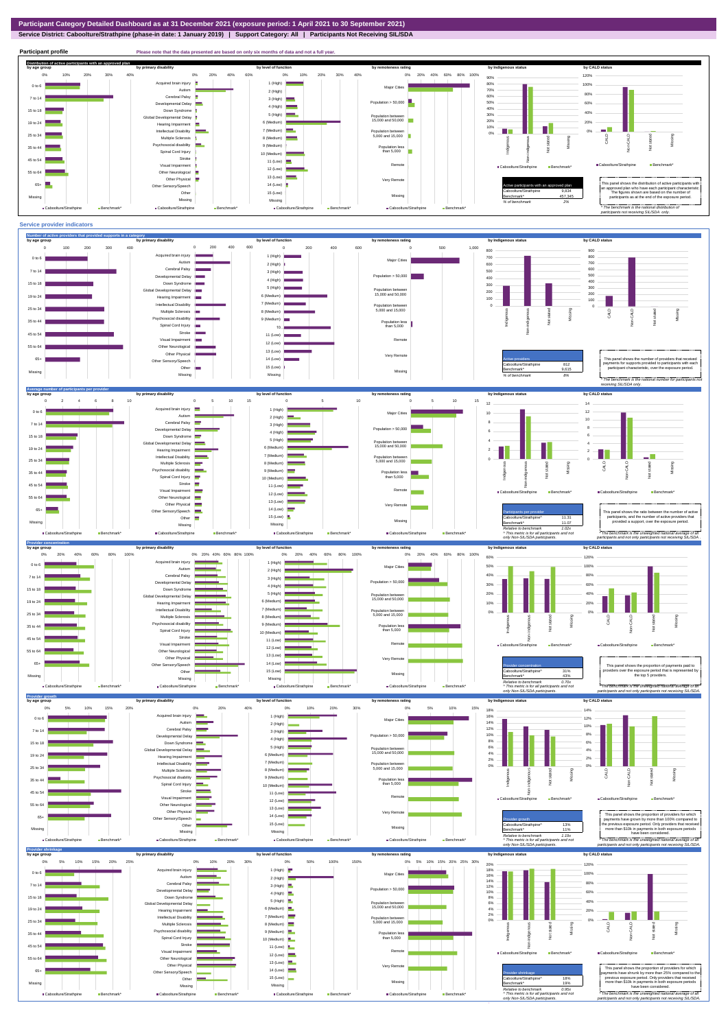# Participant Category Detailed Dashboard as at 31 December 2021 (exposure period: 1 April 2021 to 30 September 2021)

**Service District: Caboolture/Strathpine (phase-in date: 1 January 2019) | Support Category: All | Participants Not Receiving SIL/SDA**

## Participant profile

Please note that the data presented are based on only six months of data and not a full year.

### Distribution of active participants with an approved plan

| Active participants with an approved plan | |
|---|---|
| Caboolture/Strathpine | 9,834 |
| Benchmark* | 457,345 |
| % of benchmark | 2% |

This panel shows the distribution of active participants with an approved plan who have each participant characteristic. The figures shown are based on the number of participants as at the end of the exposure period.

\* The benchmark is the national distribution of participants not receiving SIL/SDA only.

## Service provider indicators

### Number of active providers that provided supports in a category

| Active providers | |
|---|---|
| Caboolture/Strathpine | 812 |
| Benchmark* | 9,615 |
| % of benchmark | 8% |

This panel shows the number of providers that received payments for supports provided to participants with each participant characteristic, over the exposure period.

\* The benchmark is the national number for participants not receiving SIL/SDA only.

### Average number of participants per provider

| Participants per provider | |
|---|---|
| Caboolture/Strathpine | 11.31 |
| Benchmark* | 11.07 |
| Relative to benchmark | 1.02x |

This panel shows the ratio between the number of active participants, and the number of active providers that provided a support, over the exposure period.

^ This metric is for all participants and not only Non-SIL/SDA participants.

\* The benchmark is the unweighted national average of all participants and not only participants not receiving SIL/SDA.

### Provider concentration

| Provider concentration | |
|---|---|
| Caboolture/Strathpine | 31% |
| Benchmark* | 43% |
| Relative to benchmark | 0.70x |

This panel shows the proportion of payments paid to providers over the exposure period that is represented by the top 5 providers.

^ This metric is for all participants and not only Non-SIL/SDA participants.

\* The benchmark is the unweighted national average of all participants and not only participants not receiving SIL/SDA.

### Provider growth

| Provider growth | |
|---|---|
| Caboolture/Strathpine | 13% |
| Benchmark* | 11% |
| Relative to benchmark | 1.19x |

This panel shows the proportion of providers for which payments have grown by more than 100% compared to the previous exposure period. Only providers that received more than $10k in payments in both exposure periods have been considered.

^ This metric is for all participants and not only Non-SIL/SDA participants.

\* The benchmark is the unweighted national average of all participants and not only participants not receiving SIL/SDA.

### Provider shrinkage

| Provider shrinkage | |
|---|---|
| Caboolture/Strathpine | 18% |
| Benchmark* | 19% |
| Relative to benchmark | 0.95x |

This panel shows the proportion of providers for which payments have shrunk by more than 25% compared to the previous exposure period. Only providers that received more than $10k in payments in both exposure periods have been considered.

^ This metric is for all participants and not only Non-SIL/SDA participants.

\* The benchmark is the unweighted national average of all participants and not only participants not receiving SIL/SDA.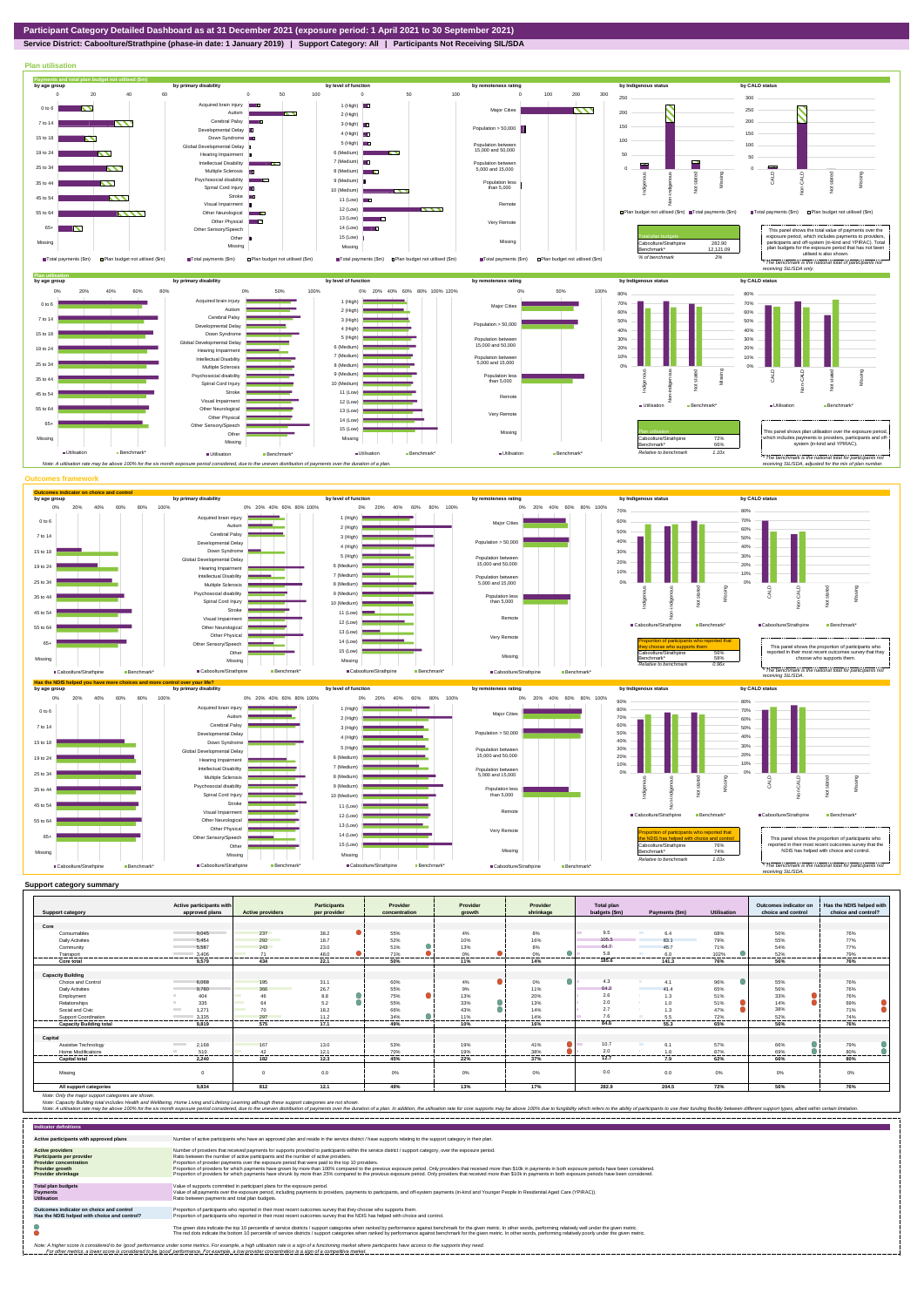# Participant Category Detailed Dashboard as at 31 December 2021 (exposure period: 1 April 2021 to 30 September 2021)

**Service District: Caboolture/Strathpine (phase-in date: 1 January 2019) | Support Category: All | Participants Not Receiving SIL/SDA**

## Plan utilisation

**Payments and total plan budget not utilised ($m)**

by age group | by primary disability | by level of function | by remoteness rating | by Indigenous status | by CALD status

Total payments ($m) | Plan budget not utilised ($m)

| | |
|---|---|
| Total plan budgets | |
| Caboolture/Strathpine | 282.90 |
| Benchmark* | 12,121.09 |
| % of benchmark | 2% |

This panel shows the total value of payments over the exposure period, which includes payments to providers, participants and off-system (in-kind and YPIRAC). Total plan budgets for the exposure period that has not been utilised is also shown.

*The benchmark is the national total for participants not receiving SIL/SDA only.

**Plan utilisation**

Utilisation | Benchmark*

| | |
|---|---|
| Plan utilisation | |
| Caboolture/Strathpine | 72% |
| Benchmark* | 66% |
| Relative to benchmark | 1.10x |

This panel shows plan utilisation over the exposure period, which includes payments to providers, participants and off-system (in-kind and YPIRAC).

*The benchmark is the national total for participants not receiving SIL/SDA, adjusted for the mix of plan number.

Note: A utilisation rate may be above 100% for the six month exposure period considered, due to the uneven distribution of payments over the duration of a plan.

## Outcomes framework

**Outcomes indicator on choice and control**

Caboolture/Strathpine | Benchmark*

| | |
|---|---|
| Proportion of participants who reported that they choose who supports them | |
| Caboolture/Strathpine | 56% |
| Benchmark* | 58% |
| Relative to benchmark | 0.96x |

This panel shows the proportion of participants who reported in their most recent outcomes survey that they choose who supports them.

*The benchmark is the national total for participants not receiving SIL/SDA.

**Has the NDIS helped you have more choices and more control over your life?**

| | |
|---|---|
| Proportion of participants who reported that the NDIS has helped with choice and control | |
| Caboolture/Strathpine | 76% |
| Benchmark* | 74% |
| Relative to benchmark | 1.03x |

This panel shows the proportion of participants who reported in their most recent outcomes survey that the NDIS has helped with choice and control.

*The benchmark is the national total for participants not receiving SIL/SDA.

## Support category summary

| Support category | Active participants with approved plans | Active providers | Participants per provider | Provider concentration | Provider growth | Provider shrinkage | Total plan budgets ($m) | Payments ($m) | Utilisation | Outcomes indicator on choice and control | Has the NDIS helped with choice and control? |
|---|---|---|---|---|---|---|---|---|---|---|---|
| **Core** | | | | | | | | | | | |
| Consumables | 9,045 | 237 | 38.2 | 55% | 4% | 8% | 9.5 | 6.4 | 68% | 56% | 76% |
| Daily Activities | 5,454 | 292 | 18.7 | 52% | 10% | 16% | 105.5 | 83.1 | 79% | 55% | 77% |
| Community | 5,587 | 243 | 23.0 | 51% | 13% | 8% | 64.7 | 45.7 | 71% | 54% | 77% |
| Transport | 3,406 | 71 | 48.0 | 71% | 0% | 0% | 5.8 | 6.0 | 102% | 52% | 79% |
| **Core total** | **9,579** | **434** | **22.1** | **50%** | **11%** | **14%** | **185.6** | **141.3** | **76%** | **56%** | **76%** |
| **Capacity Building** | | | | | | | | | | | |
| Choice and Control | 6,088 | 195 | 31.1 | 60% | 4% | 0% | 4.3 | 4.1 | 96% | 55% | 76% |
| Daily Activities | 9,780 | 366 | 26.7 | 55% | 9% | 11% | 64.2 | 41.4 | 65% | 56% | 76% |
| Employment | 404 | 46 | 8.8 | 75% | 13% | 20% | 2.6 | 1.3 | 51% | 33% | 76% |
| Relationships | 335 | 64 | 5.2 | 55% | 33% | 13% | 2.0 | 1.0 | 51% | 14% | 69% |
| Social and Civic | 1,271 | 70 | 18.2 | 66% | 43% | 14% | 2.7 | 1.3 | 47% | 38% | 71% |
| Support Coordination | 3,325 | 297 | 11.2 | 34% | 11% | 14% | 7.6 | 5.5 | 72% | 52% | 74% |
| **Capacity Building total** | **9,819** | **575** | **17.1** | **46%** | **10%** | **16%** | **84.5** | **55.3** | **65%** | **56%** | **76%** |
| **Capital** | | | | | | | | | | | |
| Assistive Technology | 2,168 | 167 | 13.0 | 53% | 19% | 41% | 10.7 | 6.1 | 57% | 66% | 79% |
| Home Modifications | 510 | 42 | 12.1 | 70% | 19% | 38% | 2.0 | 1.8 | 87% | 69% | 80% |
| **Capital total** | **2,240** | **182** | **12.3** | **45%** | **22%** | **37%** | **12.7** | **7.9** | **62%** | **66%** | **80%** |
| Missing | 0 | 0 | 0.0 | 0% | 0% | 0% | 0.0 | 0.0 | 0% | 0% | 0% |
| **All support categories** | **9,834** | **812** | **12.1** | **49%** | **13%** | **17%** | **282.9** | **204.5** | **72%** | **56%** | **76%** |

Note: Only the major support categories are shown.

Note: Capacity Building total includes Health and Wellbeing, Home Living and Lifelong Learning although these support categories are not shown.

Note: A utilisation rate may be above 100% for the six month exposure period considered, due to the uneven distribution of payments over the duration of a plan. In addition, the utilisation rate for core supports may be above 100% due to fungibility which refers to the ability of participants to use their funding flexibly between different support types, albeit within certain limitation.

## Indicator definitions

| | |
|---|---|
| Active participants with approved plans | Number of active participants who have an approved plan and reside in the service district / have supports relating to the support category in their plan. |
| Active providers | Number of providers that received payments for supports provided to participants within the service district / support category, over the exposure period. |
| Participants per provider | Ratio between the number of active participants and the number of active providers. |
| Provider concentration | Proportion of provider payments over the exposure period that were paid to the top 10 providers. |
| Provider growth | Proportion of providers for which payments have grown by more than 100% compared to the previous exposure period. Only providers that received more than $10k in payments in both exposure periods have been considered. |
| Provider shrinkage | Proportion of providers for which payments have shrunk by more than 25% compared to the previous exposure period. Only providers that received more than $10k in payments in both exposure periods have been considered. |
| Total plan budgets | Value of supports committed in participant plans for the exposure period. |
| Payments | Value of all payments over the exposure period, including payments to providers, payments to participants, and off-system payments (in-kind and Younger People In Residential Aged Care (YPIRAC)). |
| Utilisation | Ratio between payments and total plan budgets. |
| Outcomes indicator on choice and control | Proportion of participants who reported in their most recent outcomes survey that they choose who supports them. |
| Has the NDIS helped with choice and control? | Proportion of participants who reported in their most recent outcomes survey that the NDIS has helped with choice and control. |

The green dots indicate the top 10 percentile of service districts / support categories when ranked by performance against benchmark for the given metric. In other words, performing relatively well under the given metric.
The red dots indicate the bottom 10 percentile of service districts / support categories when ranked by performance against benchmark for the given metric. In other words, performing relatively poorly under the given metric.

Note: A higher score is considered to be 'good' performance under some metrics. For example, a high utilisation rate is a sign of a functioning market where participants have access to the supports they need.
For other metrics, a lower score is considered to be 'good' performance. For example, a low provider concentration is a sign of a competitive market.